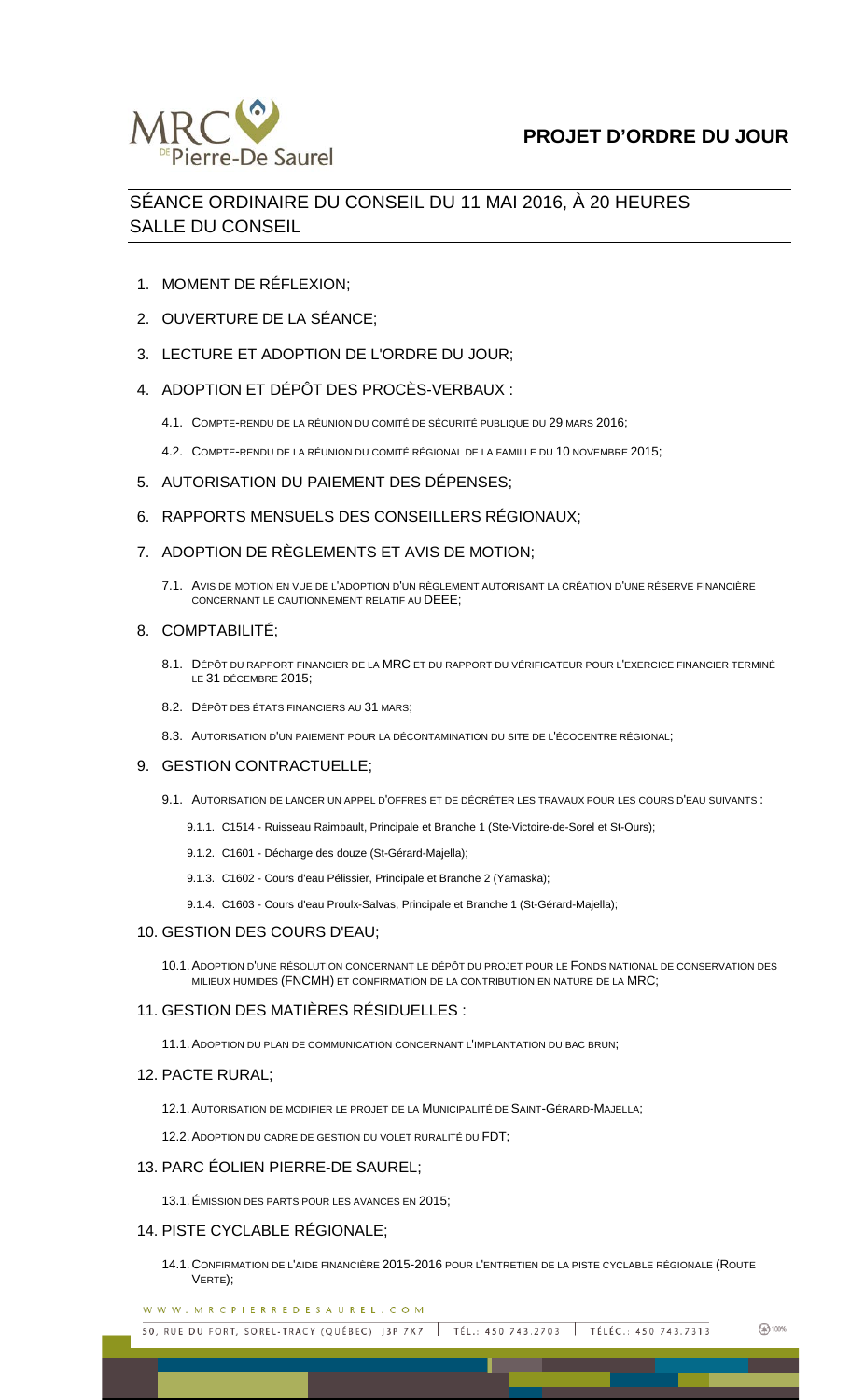# PROJET D'ORDRE DU JOUR

## SÉANCE ORDINAIRE DU CONSEIL DU 11 MAI 2016, À 20 HEURES
## SALLE DU CONSEIL

1. MOMENT DE RÉFLEXION;
2. OUVERTURE DE LA SÉANCE;
3. LECTURE ET ADOPTION DE L'ORDRE DU JOUR;
4. ADOPTION ET DÉPÔT DES PROCÈS-VERBAUX :
   - 4.1. COMPTE-RENDU DE LA RÉUNION DU COMITÉ DE SÉCURITÉ PUBLIQUE DU 29 MARS 2016;
   - 4.2. COMPTE-RENDU DE LA RÉUNION DU COMITÉ RÉGIONAL DE LA FAMILLE DU 10 NOVEMBRE 2015;
5. AUTORISATION DU PAIEMENT DES DÉPENSES;
6. RAPPORTS MENSUELS DES CONSEILLERS RÉGIONAUX;
7. ADOPTION DE RÈGLEMENTS ET AVIS DE MOTION;
   - 7.1. AVIS DE MOTION EN VUE DE L'ADOPTION D'UN RÈGLEMENT AUTORISANT LA CRÉATION D'UNE RÉSERVE FINANCIÈRE CONCERNANT LE CAUTIONNEMENT RELATIF AU DEEE;
8. COMPTABILITÉ;
   - 8.1. DÉPÔT DU RAPPORT FINANCIER DE LA MRC ET DU RAPPORT DU VÉRIFICATEUR POUR L'EXERCICE FINANCIER TERMINÉ LE 31 DÉCEMBRE 2015;
   - 8.2. DÉPÔT DES ÉTATS FINANCIERS AU 31 MARS;
   - 8.3. AUTORISATION D'UN PAIEMENT POUR LA DÉCONTAMINATION DU SITE DE L'ÉCOCENTRE RÉGIONAL;
9. GESTION CONTRACTUELLE;
   - 9.1. AUTORISATION DE LANCER UN APPEL D'OFFRES ET DE DÉCRÉTER LES TRAVAUX POUR LES COURS D'EAU SUIVANTS :
     - 9.1.1. C1514 - Ruisseau Raimbault, Principale et Branche 1 (Ste-Victoire-de-Sorel et St-Ours);
     - 9.1.2. C1601 - Décharge des douze (St-Gérard-Majella);
     - 9.1.3. C1602 - Cours d'eau Pélissier, Principale et Branche 2 (Yamaska);
     - 9.1.4. C1603 - Cours d'eau Proulx-Salvas, Principale et Branche 1 (St-Gérard-Majella);
10. GESTION DES COURS D'EAU;
    - 10.1. ADOPTION D'UNE RÉSOLUTION CONCERNANT LE DÉPÔT DU PROJET POUR LE FONDS NATIONAL DE CONSERVATION DES MILIEUX HUMIDES (FNCMH) ET CONFIRMATION DE LA CONTRIBUTION EN NATURE DE LA MRC;
11. GESTION DES MATIÈRES RÉSIDUELLES :
    - 11.1. ADOPTION DU PLAN DE COMMUNICATION CONCERNANT L'IMPLANTATION DU BAC BRUN;
12. PACTE RURAL;
    - 12.1. AUTORISATION DE MODIFIER LE PROJET DE LA MUNICIPALITÉ DE SAINT-GÉRARD-MAJELLA;
    - 12.2. ADOPTION DU CADRE DE GESTION DU VOLET RURALITÉ DU FDT;
13. PARC ÉOLIEN PIERRE-DE SAUREL;
    - 13.1. ÉMISSION DES PARTS POUR LES AVANCES EN 2015;
14. PISTE CYCLABLE RÉGIONALE;
    - 14.1. CONFIRMATION DE L'AIDE FINANCIÈRE 2015-2016 POUR L'ENTRETIEN DE LA PISTE CYCLABLE RÉGIONALE (ROUTE VERTE);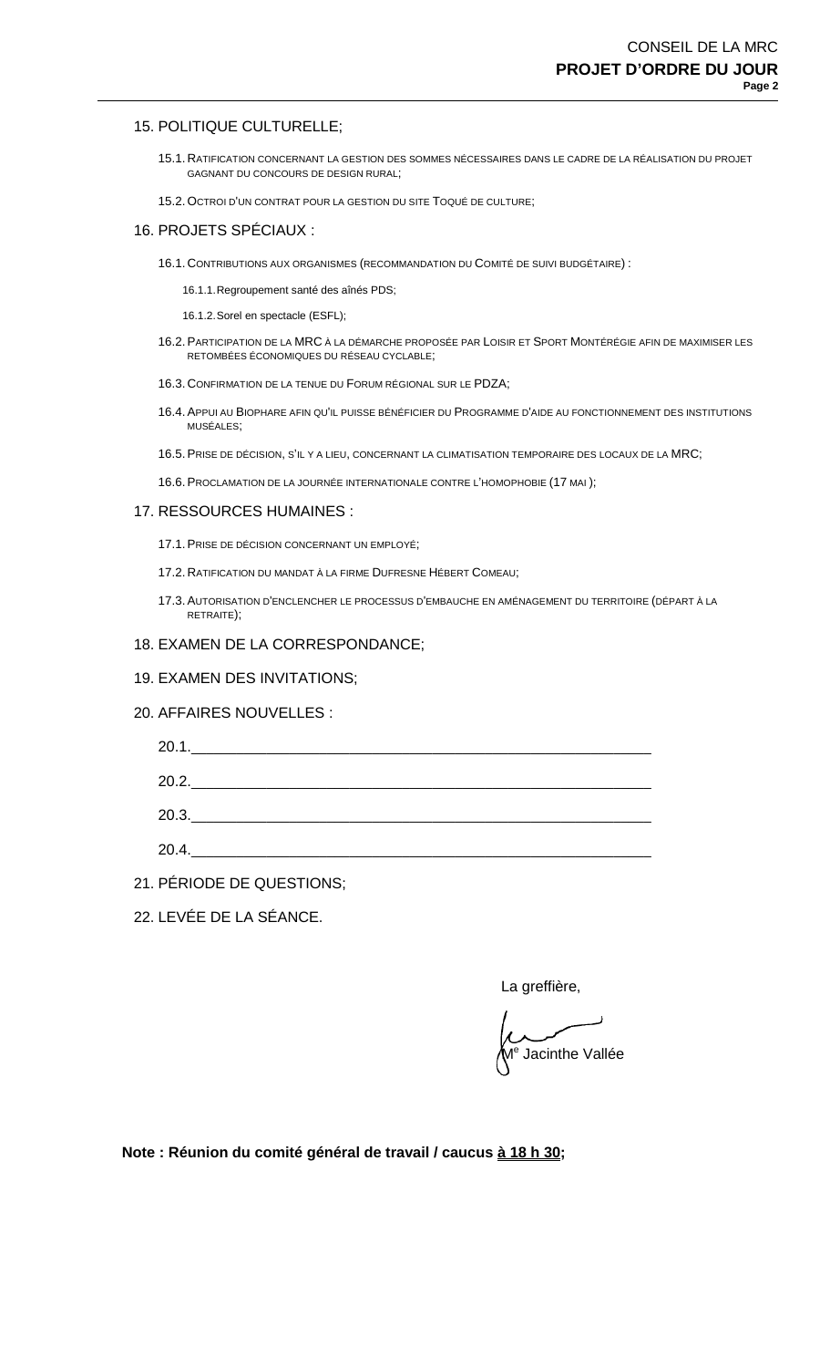## 15. POLITIQUE CULTURELLE;

15.1. Ratification concernant la gestion des sommes nécessaires dans le cadre de la réalisation du projet gagnant du concours de design rural;

15.2. Octroi d'un contrat pour la gestion du site Toqué de culture;

## 16. PROJETS SPÉCIAUX :

16.1. Contributions aux organismes (recommandation du Comité de suivi budgétaire) :

16.1.1. Regroupement santé des aînés PDS;

16.1.2. Sorel en spectacle (ESFL);

16.2. Participation de la MRC à la démarche proposée par Loisir et Sport Montérégie afin de maximiser les retombées économiques du réseau cyclable;

16.3. Confirmation de la tenue du Forum régional sur le PDZA;

16.4. Appui au Biophare afin qu'il puisse bénéficier du Programme d'aide au fonctionnement des institutions muséales;

16.5. Prise de décision, s'il y a lieu, concernant la climatisation temporaire des locaux de la MRC;

16.6. Proclamation de la journée internationale contre l'homophobie (17 mai );

## 17. RESSOURCES HUMAINES :

17.1. Prise de décision concernant un employé;

17.2. Ratification du mandat à la firme Dufresne Hébert Comeau;

17.3. Autorisation d'enclencher le processus d'embauche en aménagement du territoire (départ à la retraite);

## 18. EXAMEN DE LA CORRESPONDANCE;

## 19. EXAMEN DES INVITATIONS;

## 20. AFFAIRES NOUVELLES :

20.1.\_\_\_\_\_\_\_\_\_\_\_\_\_\_\_\_\_\_\_\_\_\_\_\_\_\_\_\_\_\_\_\_\_\_\_\_\_\_\_\_\_\_\_\_\_\_\_\_

20.2.\_\_\_\_\_\_\_\_\_\_\_\_\_\_\_\_\_\_\_\_\_\_\_\_\_\_\_\_\_\_\_\_\_\_\_\_\_\_\_\_\_\_\_\_\_\_\_\_

20.3.\_\_\_\_\_\_\_\_\_\_\_\_\_\_\_\_\_\_\_\_\_\_\_\_\_\_\_\_\_\_\_\_\_\_\_\_\_\_\_\_\_\_\_\_\_\_\_\_

20.4.\_\_\_\_\_\_\_\_\_\_\_\_\_\_\_\_\_\_\_\_\_\_\_\_\_\_\_\_\_\_\_\_\_\_\_\_\_\_\_\_\_\_\_\_\_\_\_\_

## 21. PÉRIODE DE QUESTIONS;

## 22. LEVÉE DE LA SÉANCE.

La greffière,

Me Jacinthe Vallée

**Note : Réunion du comité général de travail / caucus <u>à 18 h 30</u>;**